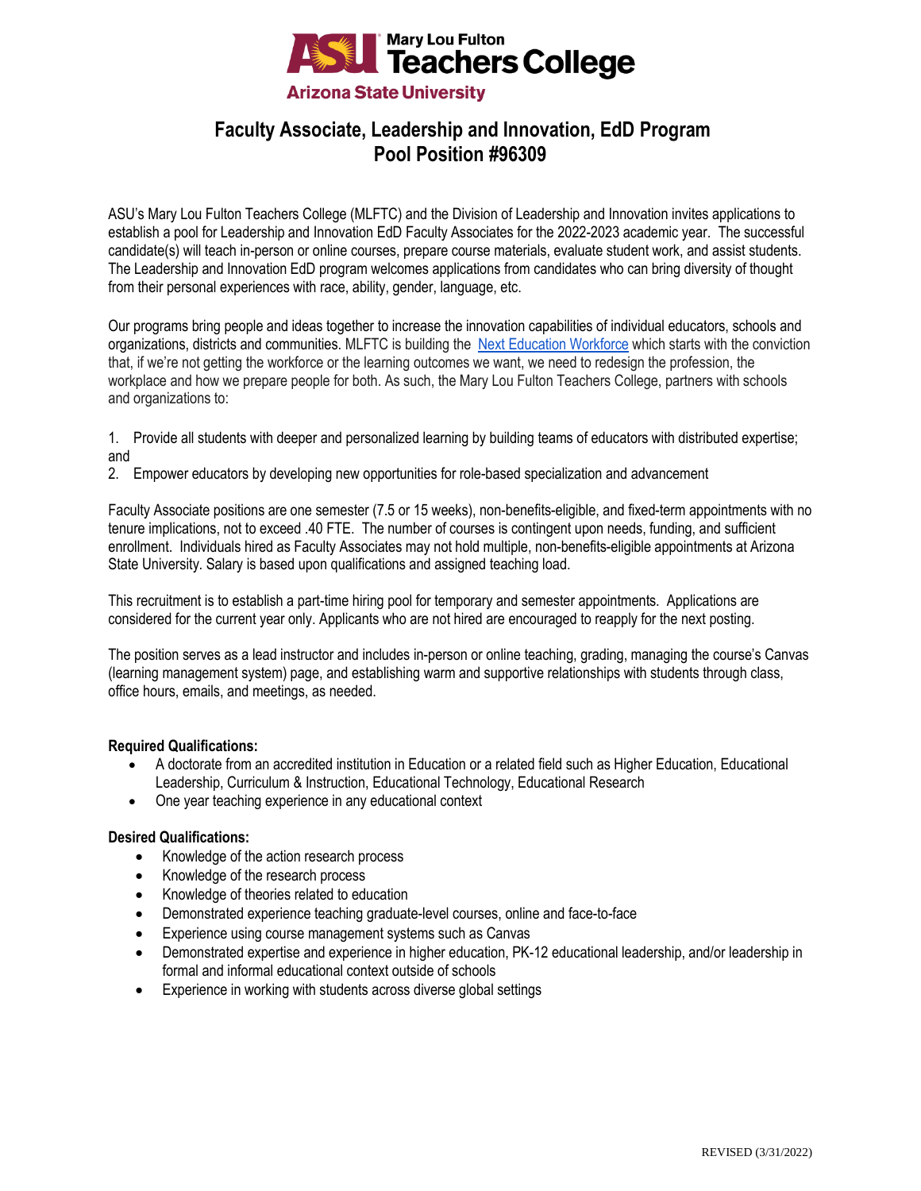Mary Lou Fulton Teachers College
Arizona State University

# Faculty Associate, Leadership and Innovation, EdD Program
# Pool Position #96309

ASU's Mary Lou Fulton Teachers College (MLFTC) and the Division of Leadership and Innovation invites applications to establish a pool for Leadership and Innovation EdD Faculty Associates for the 2022-2023 academic year. The successful candidate(s) will teach in-person or online courses, prepare course materials, evaluate student work, and assist students. The Leadership and Innovation EdD program welcomes applications from candidates who can bring diversity of thought from their personal experiences with race, ability, gender, language, etc.

Our programs bring people and ideas together to increase the innovation capabilities of individual educators, schools and organizations, districts and communities. MLFTC is building the Next Education Workforce which starts with the conviction that, if we're not getting the workforce or the learning outcomes we want, we need to redesign the profession, the workplace and how we prepare people for both. As such, the Mary Lou Fulton Teachers College, partners with schools and organizations to:

1. Provide all students with deeper and personalized learning by building teams of educators with distributed expertise; and
2. Empower educators by developing new opportunities for role-based specialization and advancement

Faculty Associate positions are one semester (7.5 or 15 weeks), non-benefits-eligible, and fixed-term appointments with no tenure implications, not to exceed .40 FTE. The number of courses is contingent upon needs, funding, and sufficient enrollment. Individuals hired as Faculty Associates may not hold multiple, non-benefits-eligible appointments at Arizona State University. Salary is based upon qualifications and assigned teaching load.

This recruitment is to establish a part-time hiring pool for temporary and semester appointments. Applications are considered for the current year only. Applicants who are not hired are encouraged to reapply for the next posting.

The position serves as a lead instructor and includes in-person or online teaching, grading, managing the course's Canvas (learning management system) page, and establishing warm and supportive relationships with students through class, office hours, emails, and meetings, as needed.

**Required Qualifications:**

- A doctorate from an accredited institution in Education or a related field such as Higher Education, Educational Leadership, Curriculum & Instruction, Educational Technology, Educational Research
- One year teaching experience in any educational context

**Desired Qualifications:**

- Knowledge of the action research process
- Knowledge of the research process
- Knowledge of theories related to education
- Demonstrated experience teaching graduate-level courses, online and face-to-face
- Experience using course management systems such as Canvas
- Demonstrated expertise and experience in higher education, PK-12 educational leadership, and/or leadership in formal and informal educational context outside of schools
- Experience in working with students across diverse global settings

REVISED (3/31/2022)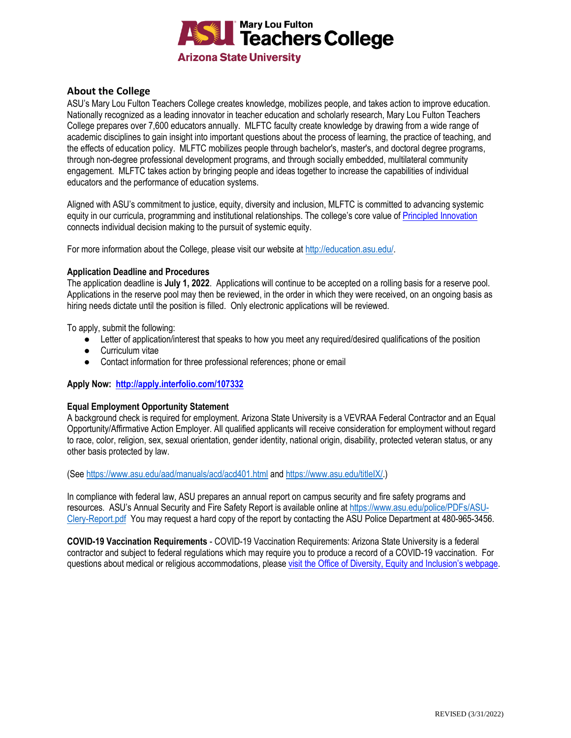Mary Lou Fulton Teachers College
Arizona State University

## About the College

ASU's Mary Lou Fulton Teachers College creates knowledge, mobilizes people, and takes action to improve education. Nationally recognized as a leading innovator in teacher education and scholarly research, Mary Lou Fulton Teachers College prepares over 7,600 educators annually. MLFTC faculty create knowledge by drawing from a wide range of academic disciplines to gain insight into important questions about the process of learning, the practice of teaching, and the effects of education policy. MLFTC mobilizes people through bachelor's, master's, and doctoral degree programs, through non-degree professional development programs, and through socially embedded, multilateral community engagement. MLFTC takes action by bringing people and ideas together to increase the capabilities of individual educators and the performance of education systems.

Aligned with ASU's commitment to justice, equity, diversity and inclusion, MLFTC is committed to advancing systemic equity in our curricula, programming and institutional relationships. The college's core value of Principled Innovation connects individual decision making to the pursuit of systemic equity.

For more information about the College, please visit our website at http://education.asu.edu/.

**Application Deadline and Procedures**

The application deadline is **July 1, 2022**. Applications will continue to be accepted on a rolling basis for a reserve pool. Applications in the reserve pool may then be reviewed, in the order in which they were received, on an ongoing basis as hiring needs dictate until the position is filled. Only electronic applications will be reviewed.

To apply, submit the following:

- Letter of application/interest that speaks to how you meet any required/desired qualifications of the position
- Curriculum vitae
- Contact information for three professional references; phone or email

**Apply Now: http://apply.interfolio.com/107332**

**Equal Employment Opportunity Statement**

A background check is required for employment. Arizona State University is a VEVRAA Federal Contractor and an Equal Opportunity/Affirmative Action Employer. All qualified applicants will receive consideration for employment without regard to race, color, religion, sex, sexual orientation, gender identity, national origin, disability, protected veteran status, or any other basis protected by law.

(See https://www.asu.edu/aad/manuals/acd/acd401.html and https://www.asu.edu/titleIX/.)

In compliance with federal law, ASU prepares an annual report on campus security and fire safety programs and resources. ASU's Annual Security and Fire Safety Report is available online at https://www.asu.edu/police/PDFs/ASU-Clery-Report.pdf You may request a hard copy of the report by contacting the ASU Police Department at 480-965-3456.

**COVID-19 Vaccination Requirements** - COVID-19 Vaccination Requirements: Arizona State University is a federal contractor and subject to federal regulations which may require you to produce a record of a COVID-19 vaccination. For questions about medical or religious accommodations, please visit the Office of Diversity, Equity and Inclusion's webpage.

REVISED (3/31/2022)